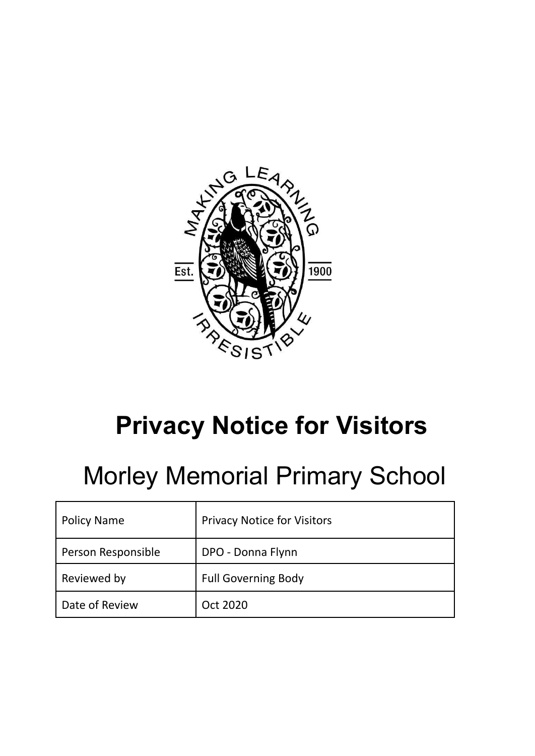# Privacy Notice for Visitors

## Morley Memorial Primary School

| Policy Name | Privacy Notice for Visitors |
|---|---|
| Person Responsible | DPO - Donna Flynn |
| Reviewed by | Full Governing Body |
| Date of Review | Oct 2020 |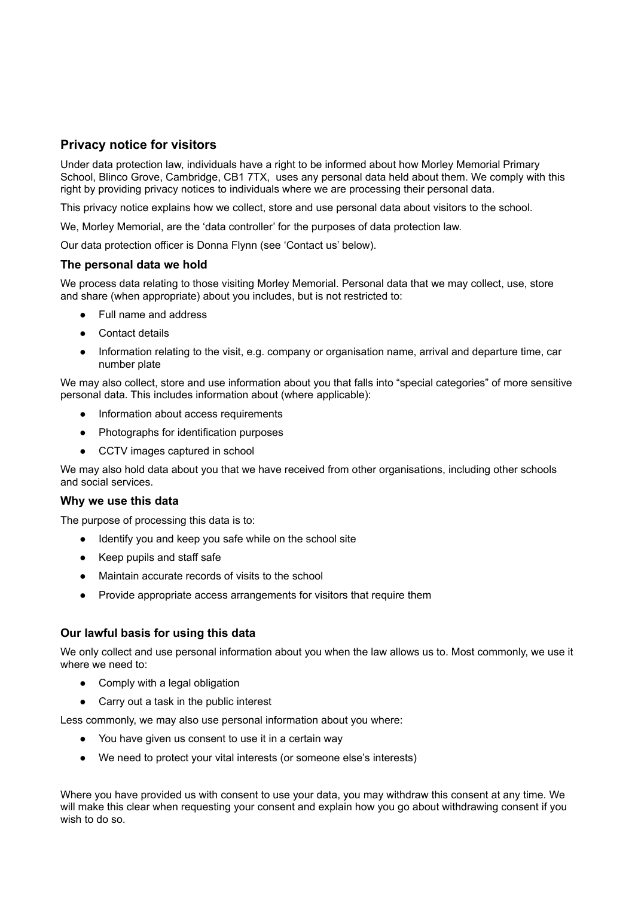## Privacy notice for visitors

Under data protection law, individuals have a right to be informed about how Morley Memorial Primary School, Blinco Grove, Cambridge, CB1 7TX,  uses any personal data held about them. We comply with this right by providing privacy notices to individuals where we are processing their personal data.

This privacy notice explains how we collect, store and use personal data about visitors to the school.

We, Morley Memorial, are the 'data controller' for the purposes of data protection law.

Our data protection officer is Donna Flynn (see 'Contact us' below).

### The personal data we hold

We process data relating to those visiting Morley Memorial. Personal data that we may collect, use, store and share (when appropriate) about you includes, but is not restricted to:

- Full name and address
- Contact details
- Information relating to the visit, e.g. company or organisation name, arrival and departure time, car number plate

We may also collect, store and use information about you that falls into "special categories" of more sensitive personal data. This includes information about (where applicable):

- Information about access requirements
- Photographs for identification purposes
- CCTV images captured in school

We may also hold data about you that we have received from other organisations, including other schools and social services.

### Why we use this data

The purpose of processing this data is to:

- Identify you and keep you safe while on the school site
- Keep pupils and staff safe
- Maintain accurate records of visits to the school
- Provide appropriate access arrangements for visitors that require them

### Our lawful basis for using this data

We only collect and use personal information about you when the law allows us to. Most commonly, we use it where we need to:

- Comply with a legal obligation
- Carry out a task in the public interest

Less commonly, we may also use personal information about you where:

- You have given us consent to use it in a certain way
- We need to protect your vital interests (or someone else's interests)

Where you have provided us with consent to use your data, you may withdraw this consent at any time. We will make this clear when requesting your consent and explain how you go about withdrawing consent if you wish to do so.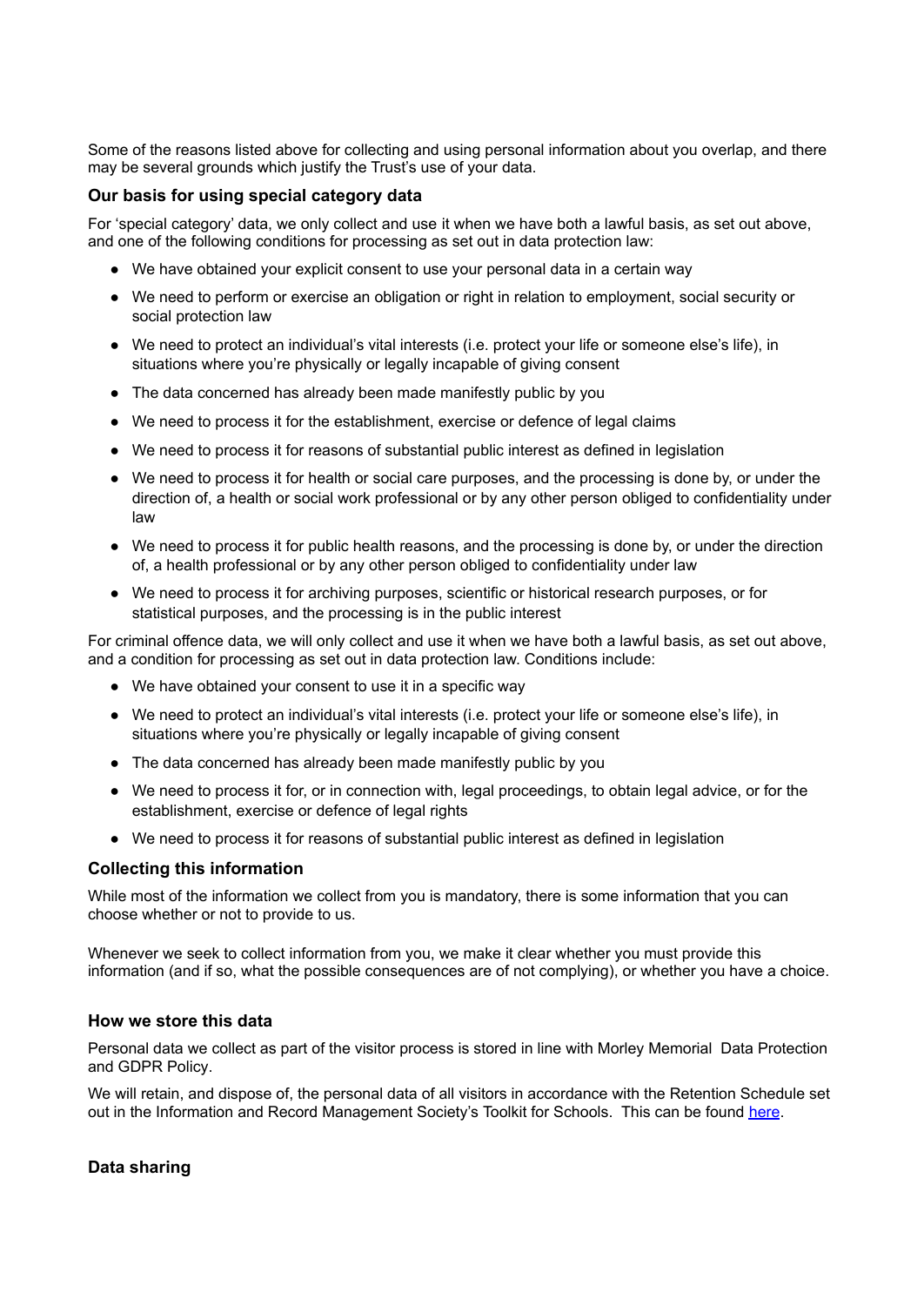Some of the reasons listed above for collecting and using personal information about you overlap, and there may be several grounds which justify the Trust's use of your data.

### Our basis for using special category data

For 'special category' data, we only collect and use it when we have both a lawful basis, as set out above, and one of the following conditions for processing as set out in data protection law:

- We have obtained your explicit consent to use your personal data in a certain way
- We need to perform or exercise an obligation or right in relation to employment, social security or social protection law
- We need to protect an individual's vital interests (i.e. protect your life or someone else's life), in situations where you're physically or legally incapable of giving consent
- The data concerned has already been made manifestly public by you
- We need to process it for the establishment, exercise or defence of legal claims
- We need to process it for reasons of substantial public interest as defined in legislation
- We need to process it for health or social care purposes, and the processing is done by, or under the direction of, a health or social work professional or by any other person obliged to confidentiality under law
- We need to process it for public health reasons, and the processing is done by, or under the direction of, a health professional or by any other person obliged to confidentiality under law
- We need to process it for archiving purposes, scientific or historical research purposes, or for statistical purposes, and the processing is in the public interest

For criminal offence data, we will only collect and use it when we have both a lawful basis, as set out above, and a condition for processing as set out in data protection law. Conditions include:

- We have obtained your consent to use it in a specific way
- We need to protect an individual's vital interests (i.e. protect your life or someone else's life), in situations where you're physically or legally incapable of giving consent
- The data concerned has already been made manifestly public by you
- We need to process it for, or in connection with, legal proceedings, to obtain legal advice, or for the establishment, exercise or defence of legal rights
- We need to process it for reasons of substantial public interest as defined in legislation

### Collecting this information

While most of the information we collect from you is mandatory, there is some information that you can choose whether or not to provide to us.

Whenever we seek to collect information from you, we make it clear whether you must provide this information (and if so, what the possible consequences are of not complying), or whether you have a choice.

### How we store this data

Personal data we collect as part of the visitor process is stored in line with Morley Memorial Data Protection and GDPR Policy.

We will retain, and dispose of, the personal data of all visitors in accordance with the Retention Schedule set out in the Information and Record Management Society's Toolkit for Schools. This can be found here.

### Data sharing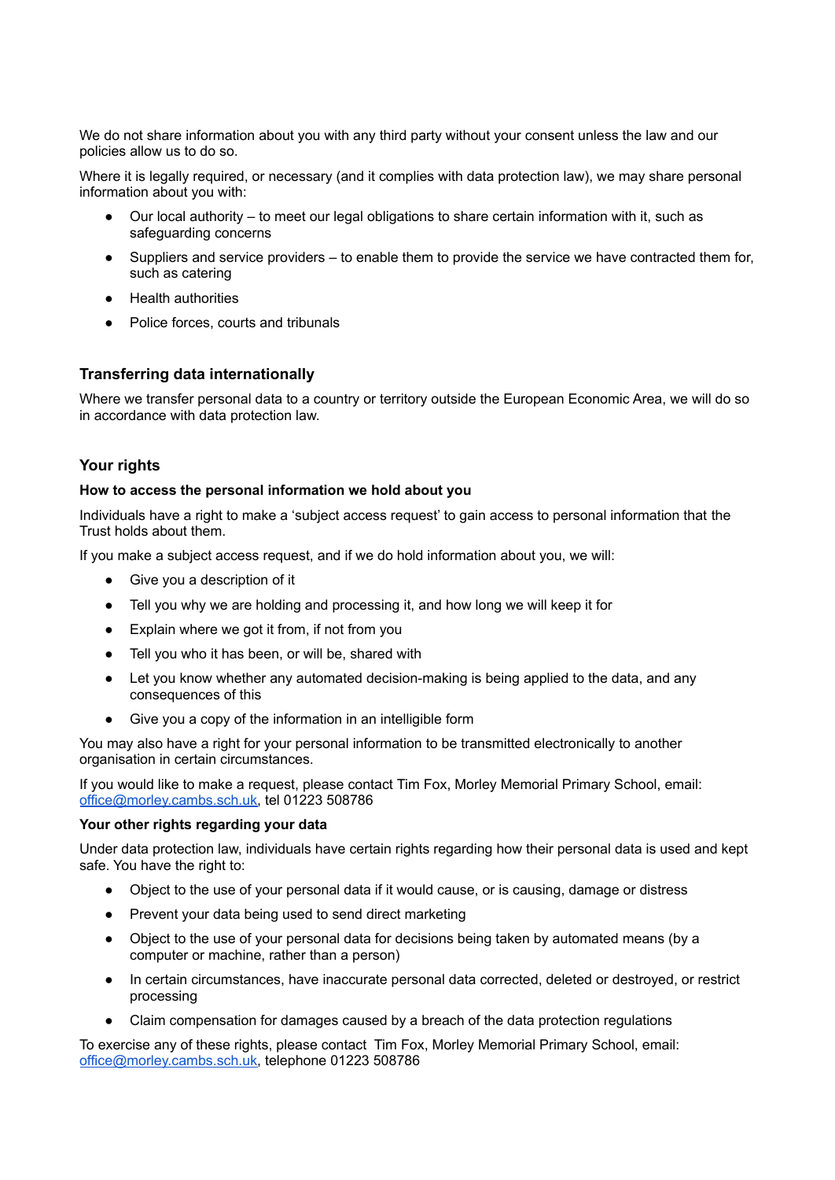We do not share information about you with any third party without your consent unless the law and our policies allow us to do so.

Where it is legally required, or necessary (and it complies with data protection law), we may share personal information about you with:

- Our local authority – to meet our legal obligations to share certain information with it, such as safeguarding concerns
- Suppliers and service providers – to enable them to provide the service we have contracted them for, such as catering
- Health authorities
- Police forces, courts and tribunals

## Transferring data internationally

Where we transfer personal data to a country or territory outside the European Economic Area, we will do so in accordance with data protection law.

## Your rights

### How to access the personal information we hold about you

Individuals have a right to make a 'subject access request' to gain access to personal information that the Trust holds about them.

If you make a subject access request, and if we do hold information about you, we will:

- Give you a description of it
- Tell you why we are holding and processing it, and how long we will keep it for
- Explain where we got it from, if not from you
- Tell you who it has been, or will be, shared with
- Let you know whether any automated decision-making is being applied to the data, and any consequences of this
- Give you a copy of the information in an intelligible form

You may also have a right for your personal information to be transmitted electronically to another organisation in certain circumstances.

If you would like to make a request, please contact Tim Fox, Morley Memorial Primary School, email: [office@morley.cambs.sch.uk](mailto:office@morley.cambs.sch.uk), tel 01223 508786

### Your other rights regarding your data

Under data protection law, individuals have certain rights regarding how their personal data is used and kept safe. You have the right to:

- Object to the use of your personal data if it would cause, or is causing, damage or distress
- Prevent your data being used to send direct marketing
- Object to the use of your personal data for decisions being taken by automated means (by a computer or machine, rather than a person)
- In certain circumstances, have inaccurate personal data corrected, deleted or destroyed, or restrict processing
- Claim compensation for damages caused by a breach of the data protection regulations

To exercise any of these rights, please contact Tim Fox, Morley Memorial Primary School, email: [office@morley.cambs.sch.uk](mailto:office@morley.cambs.sch.uk), telephone 01223 508786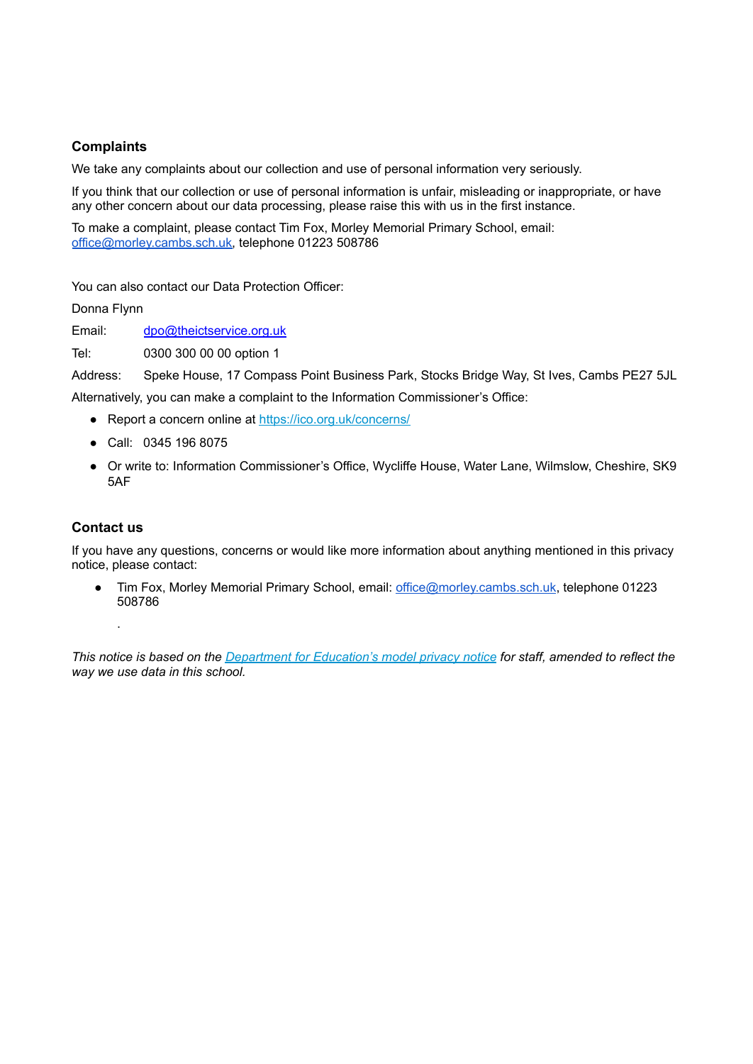## Complaints

We take any complaints about our collection and use of personal information very seriously.

If you think that our collection or use of personal information is unfair, misleading or inappropriate, or have any other concern about our data processing, please raise this with us in the first instance.

To make a complaint, please contact Tim Fox, Morley Memorial Primary School, email: office@morley.cambs.sch.uk, telephone 01223 508786

You can also contact our Data Protection Officer:

Donna Flynn

Email: dpo@theictservice.org.uk

Tel: 0300 300 00 00 option 1

Address: Speke House, 17 Compass Point Business Park, Stocks Bridge Way, St Ives, Cambs PE27 5JL

Alternatively, you can make a complaint to the Information Commissioner's Office:

- Report a concern online at https://ico.org.uk/concerns/
- Call: 0345 196 8075
- Or write to: Information Commissioner's Office, Wycliffe House, Water Lane, Wilmslow, Cheshire, SK9 5AF

## Contact us

If you have any questions, concerns or would like more information about anything mentioned in this privacy notice, please contact:

- Tim Fox, Morley Memorial Primary School, email: office@morley.cambs.sch.uk, telephone 01223 508786

.

*This notice is based on the Department for Education's model privacy notice for staff, amended to reflect the way we use data in this school.*